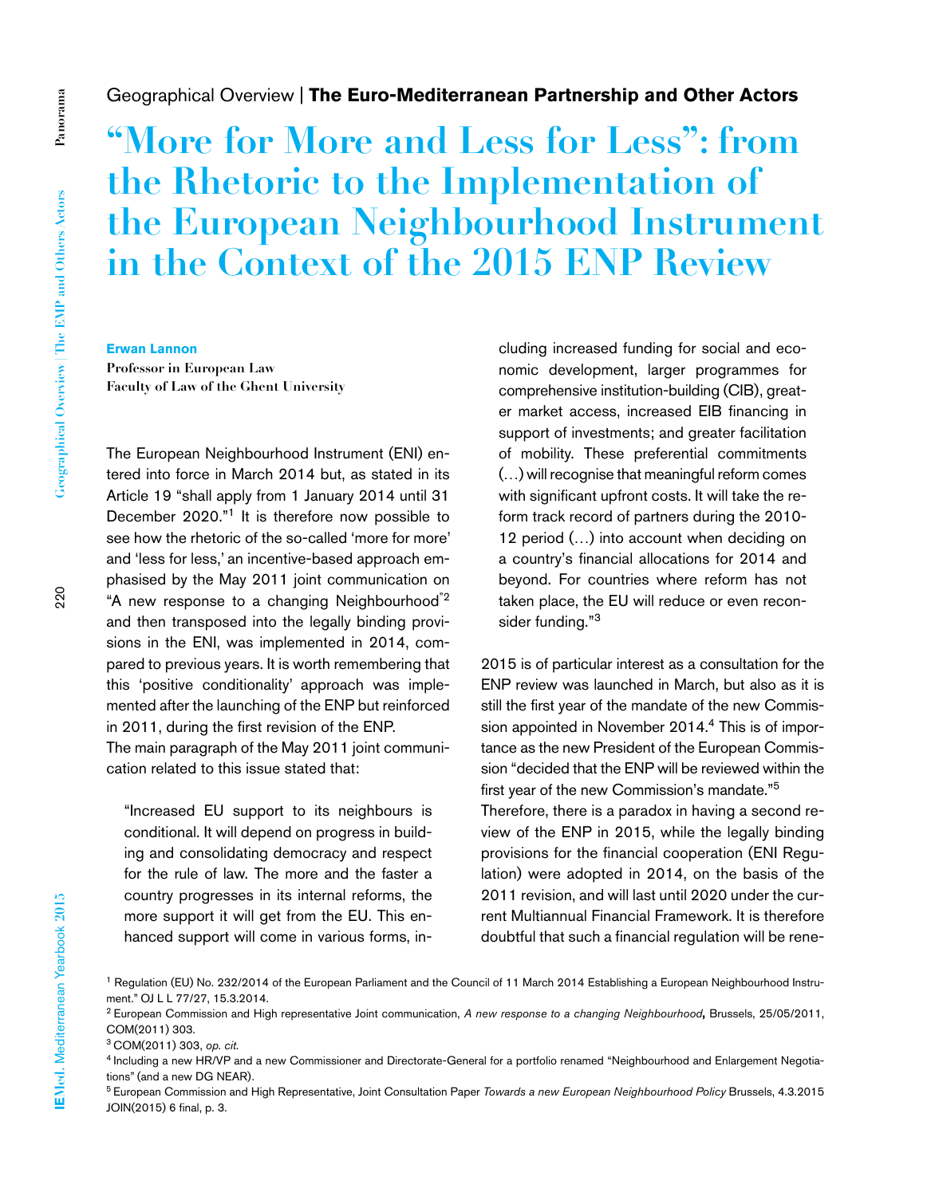Geographical Overview | **The Euro-Mediterranean Partnership and Other Actors**

# "More for More and Less for Less": from the Rhetoric to the Implementation of the European Neighbourhood Instrument in the Context of the 2015 ENP Review

**Erwan Lannon**
**Professor in European Law**
**Faculty of Law of the Ghent University**

The European Neighbourhood Instrument (ENI) entered into force in March 2014 but, as stated in its Article 19 "shall apply from 1 January 2014 until 31 December 2020."[1] It is therefore now possible to see how the rhetoric of the so-called 'more for more' and 'less for less,' an incentive-based approach emphasised by the May 2011 joint communication on "A new response to a changing Neighbourhood"[2] and then transposed into the legally binding provisions in the ENI, was implemented in 2014, compared to previous years. It is worth remembering that this 'positive conditionality' approach was implemented after the launching of the ENP but reinforced in 2011, during the first revision of the ENP.

The main paragraph of the May 2011 joint communication related to this issue stated that:

> "Increased EU support to its neighbours is conditional. It will depend on progress in building and consolidating democracy and respect for the rule of law. The more and the faster a country progresses in its internal reforms, the more support it will get from the EU. This enhanced support will come in various forms, including increased funding for social and economic development, larger programmes for comprehensive institution-building (CIB), greater market access, increased EIB financing in support of investments; and greater facilitation of mobility. These preferential commitments (…) will recognise that meaningful reform comes with significant upfront costs. It will take the reform track record of partners during the 2010-12 period (…) into account when deciding on a country's financial allocations for 2014 and beyond. For countries where reform has not taken place, the EU will reduce or even reconsider funding."[3]

2015 is of particular interest as a consultation for the ENP review was launched in March, but also as it is still the first year of the mandate of the new Commission appointed in November 2014.[4] This is of importance as the new President of the European Commission "decided that the ENP will be reviewed within the first year of the new Commission's mandate."[5]

Therefore, there is a paradox in having a second review of the ENP in 2015, while the legally binding provisions for the financial cooperation (ENI Regulation) were adopted in 2014, on the basis of the 2011 revision, and will last until 2020 under the current Multiannual Financial Framework. It is therefore doubtful that such a financial regulation will be rene-

---

[1] Regulation (EU) No. 232/2014 of the European Parliament and the Council of 11 March 2014 Establishing a European Neighbourhood Instrument." OJ L L 77/27, 15.3.2014.

[2] European Commission and High representative Joint communication, *A new response to a changing Neighbourhood*, Brussels, 25/05/2011, COM(2011) 303.

[3] COM(2011) 303, *op. cit.*

[4] Including a new HR/VP and a new Commissioner and Directorate-General for a portfolio renamed "Neighbourhood and Enlargement Negotiations" (and a new DG NEAR).

[5] European Commission and High Representative, Joint Consultation Paper *Towards a new European Neighbourhood Policy* Brussels, 4.3.2015 JOIN(2015) 6 final, p. 3.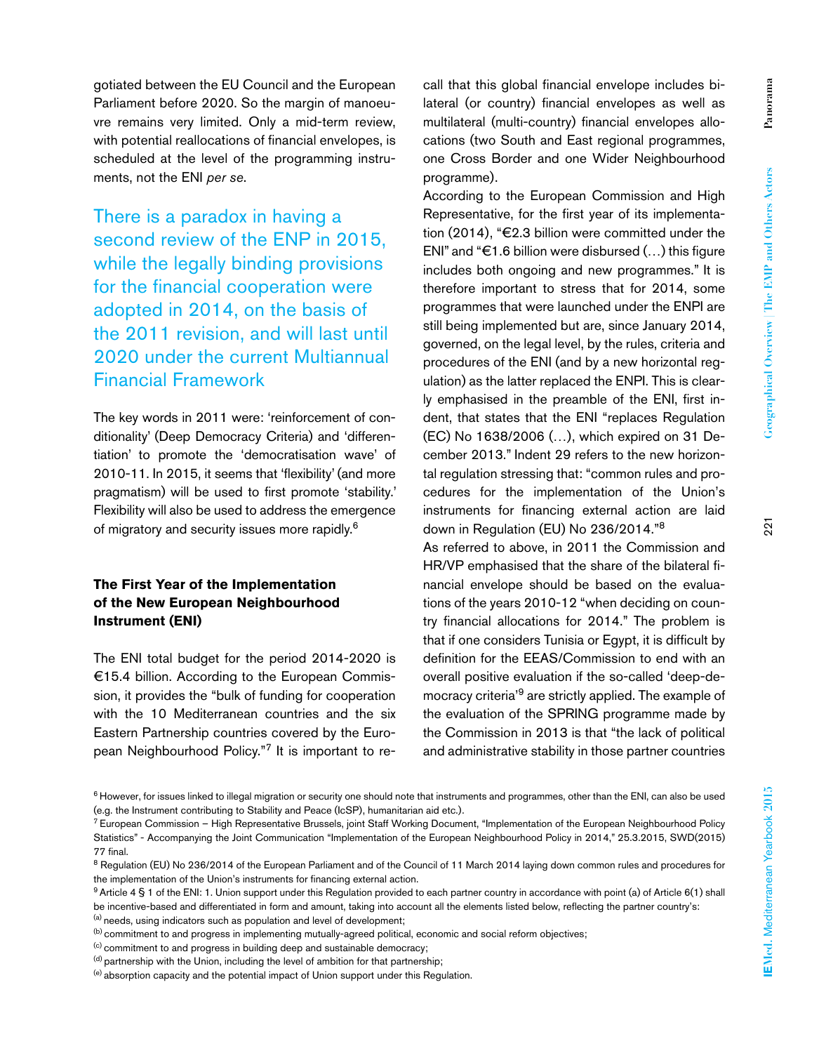gotiated between the EU Council and the European Parliament before 2020. So the margin of manoeuvre remains very limited. Only a mid-term review, with potential reallocations of financial envelopes, is scheduled at the level of the programming instruments, not the ENI *per se*.

> There is a paradox in having a second review of the ENP in 2015, while the legally binding provisions for the financial cooperation were adopted in 2014, on the basis of the 2011 revision, and will last until 2020 under the current Multiannual Financial Framework

The key words in 2011 were: 'reinforcement of conditionality' (Deep Democracy Criteria) and 'differentiation' to promote the 'democratisation wave' of 2010-11. In 2015, it seems that 'flexibility' (and more pragmatism) will be used to first promote 'stability.' Flexibility will also be used to address the emergence of migratory and security issues more rapidly.[6]

### The First Year of the Implementation of the New European Neighbourhood Instrument (ENI)

The ENI total budget for the period 2014-2020 is €15.4 billion. According to the European Commission, it provides the "bulk of funding for cooperation with the 10 Mediterranean countries and the six Eastern Partnership countries covered by the European Neighbourhood Policy."[7] It is important to recall that this global financial envelope includes bilateral (or country) financial envelopes as well as multilateral (multi-country) financial envelopes allocations (two South and East regional programmes, one Cross Border and one Wider Neighbourhood programme).

According to the European Commission and High Representative, for the first year of its implementation (2014), "€2.3 billion were committed under the ENI" and "€1.6 billion were disbursed (…) this figure includes both ongoing and new programmes." It is therefore important to stress that for 2014, some programmes that were launched under the ENPI are still being implemented but are, since January 2014, governed, on the legal level, by the rules, criteria and procedures of the ENI (and by a new horizontal regulation) as the latter replaced the ENPI. This is clearly emphasised in the preamble of the ENI, first indent, that states that the ENI "replaces Regulation (EC) No 1638/2006 (…), which expired on 31 December 2013." Indent 29 refers to the new horizontal regulation stressing that: "common rules and procedures for the implementation of the Union's instruments for financing external action are laid down in Regulation (EU) No 236/2014."[8]

As referred to above, in 2011 the Commission and HR/VP emphasised that the share of the bilateral financial envelope should be based on the evaluations of the years 2010-12 "when deciding on country financial allocations for 2014." The problem is that if one considers Tunisia or Egypt, it is difficult by definition for the EEAS/Commission to end with an overall positive evaluation if the so-called 'deep-democracy criteria'[9] are strictly applied. The example of the evaluation of the SPRING programme made by the Commission in 2013 is that "the lack of political and administrative stability in those partner countries

---

[6] However, for issues linked to illegal migration or security one should note that instruments and programmes, other than the ENI, can also be used (e.g. the Instrument contributing to Stability and Peace (IcSP), humanitarian aid etc.).

[7] European Commission – High Representative Brussels, joint Staff Working Document, "Implementation of the European Neighbourhood Policy Statistics" - Accompanying the Joint Communication "Implementation of the European Neighbourhood Policy in 2014," 25.3.2015, SWD(2015) 77 final.

[8] Regulation (EU) No 236/2014 of the European Parliament and of the Council of 11 March 2014 laying down common rules and procedures for the implementation of the Union's instruments for financing external action.

[9] Article 4 § 1 of the ENI: 1. Union support under this Regulation provided to each partner country in accordance with point (a) of Article 6(1) shall be incentive-based and differentiated in form and amount, taking into account all the elements listed below, reflecting the partner country's:

(a) needs, using indicators such as population and level of development;

(b) commitment to and progress in implementing mutually-agreed political, economic and social reform objectives;

(c) commitment to and progress in building deep and sustainable democracy;

(d) partnership with the Union, including the level of ambition for that partnership;

(e) absorption capacity and the potential impact of Union support under this Regulation.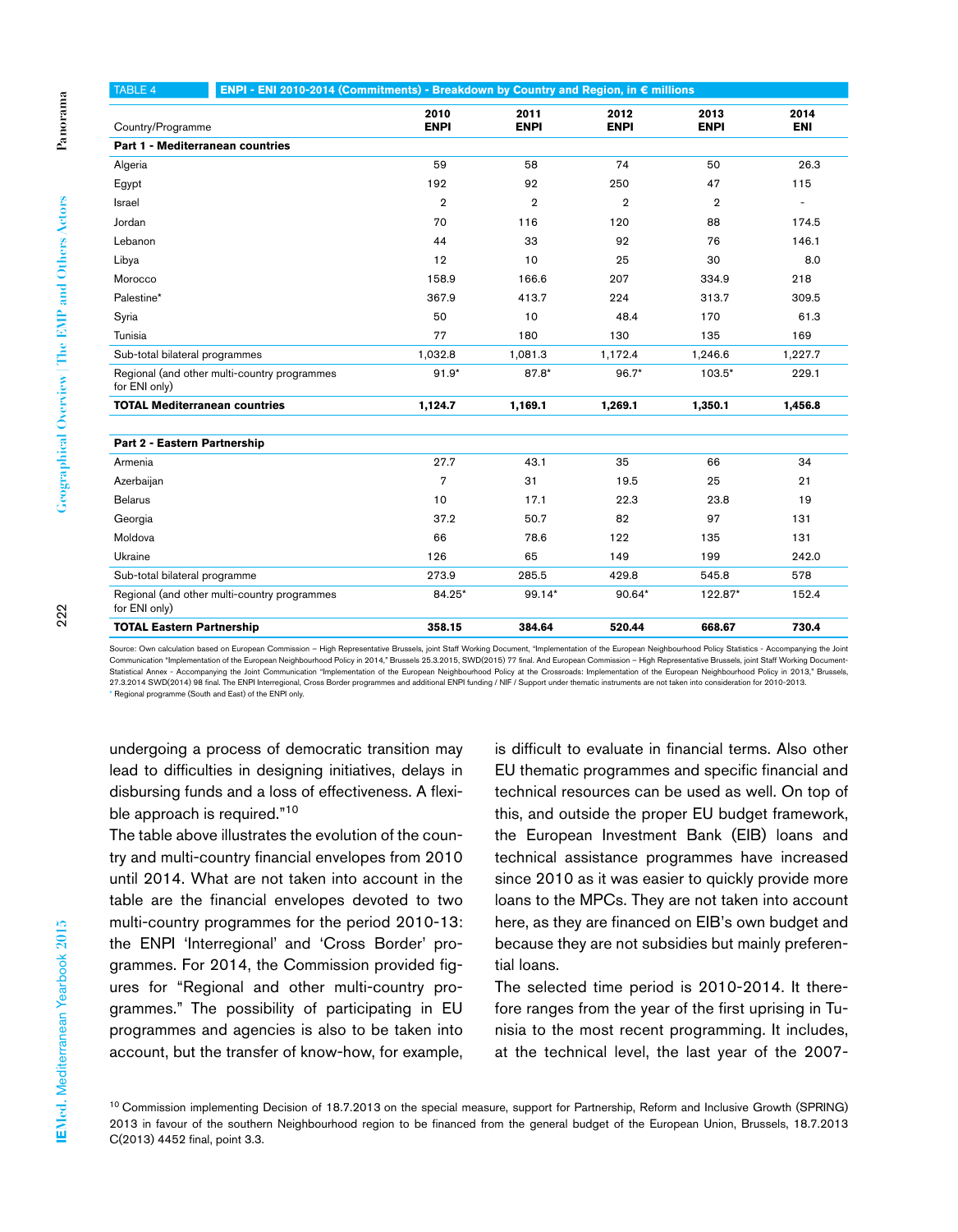TABLE 4 **ENPI - ENI 2010-2014 (Commitments) - Breakdown by Country and Region, in € millions**

| Country/Programme | 2010 ENPI | 2011 ENPI | 2012 ENPI | 2013 ENPI | 2014 ENI |
|---|---|---|---|---|---|
| **Part 1 - Mediterranean countries** | | | | | |
| Algeria | 59 | 58 | 74 | 50 | 26.3 |
| Egypt | 192 | 92 | 250 | 47 | 115 |
| Israel | 2 | 2 | 2 | 2 | - |
| Jordan | 70 | 116 | 120 | 88 | 174.5 |
| Lebanon | 44 | 33 | 92 | 76 | 146.1 |
| Libya | 12 | 10 | 25 | 30 | 8.0 |
| Morocco | 158.9 | 166.6 | 207 | 334.9 | 218 |
| Palestine* | 367.9 | 413.7 | 224 | 313.7 | 309.5 |
| Syria | 50 | 10 | 48.4 | 170 | 61.3 |
| Tunisia | 77 | 180 | 130 | 135 | 169 |
| Sub-total bilateral programmes | 1,032.8 | 1,081.3 | 1,172.4 | 1,246.6 | 1,227.7 |
| Regional (and other multi-country programmes for ENI only) | 91.9* | 87.8* | 96.7* | 103.5* | 229.1 |
| **TOTAL Mediterranean countries** | **1,124.7** | **1,169.1** | **1,269.1** | **1,350.1** | **1,456.8** |
| **Part 2 - Eastern Partnership** | | | | | |
| Armenia | 27.7 | 43.1 | 35 | 66 | 34 |
| Azerbaijan | 7 | 31 | 19.5 | 25 | 21 |
| Belarus | 10 | 17.1 | 22.3 | 23.8 | 19 |
| Georgia | 37.2 | 50.7 | 82 | 97 | 131 |
| Moldova | 66 | 78.6 | 122 | 135 | 131 |
| Ukraine | 126 | 65 | 149 | 199 | 242.0 |
| Sub-total bilateral programme | 273.9 | 285.5 | 429.8 | 545.8 | 578 |
| Regional (and other multi-country programmes for ENI only) | 84.25* | 99.14* | 90.64* | 122.87* | 152.4 |
| **TOTAL Eastern Partnership** | **358.15** | **384.64** | **520.44** | **668.67** | **730.4** |

Source: Own calculation based on European Commission – High Representative Brussels, joint Staff Working Document, "Implementation of the European Neighbourhood Policy Statistics - Accompanying the Joint Communication "Implementation of the European Neighbourhood Policy in 2014," Brussels 25.3.2015, SWD(2015) 77 final. And European Commission – High Representative Brussels, joint Staff Working Document-Statistical Annex - Accompanying the Joint Communication "Implementation of the European Neighbourhood Policy at the Crossroads: Implementation of the European Neighbourhood Policy in 2013," Brussels, 27.3.2014 SWD(2014) 98 final. The ENPI Interregional, Cross Border programmes and additional ENPI funding / NIF / Support under thematic instruments are not taken into consideration for 2010-2013.
* Regional programme (South and East) of the ENPI only.

undergoing a process of democratic transition may lead to difficulties in designing initiatives, delays in disbursing funds and a loss of effectiveness. A flexible approach is required."[10]

The table above illustrates the evolution of the country and multi-country financial envelopes from 2010 until 2014. What are not taken into account in the table are the financial envelopes devoted to two multi-country programmes for the period 2010-13: the ENPI 'Interregional' and 'Cross Border' programmes. For 2014, the Commission provided figures for "Regional and other multi-country programmes." The possibility of participating in EU programmes and agencies is also to be taken into account, but the transfer of know-how, for example, is difficult to evaluate in financial terms. Also other EU thematic programmes and specific financial and technical resources can be used as well. On top of this, and outside the proper EU budget framework, the European Investment Bank (EIB) loans and technical assistance programmes have increased since 2010 as it was easier to quickly provide more loans to the MPCs. They are not taken into account here, as they are financed on EIB's own budget and because they are not subsidies but mainly preferential loans.

The selected time period is 2010-2014. It therefore ranges from the year of the first uprising in Tunisia to the most recent programming. It includes, at the technical level, the last year of the 2007-

[10] Commission implementing Decision of 18.7.2013 on the special measure, support for Partnership, Reform and Inclusive Growth (SPRING) 2013 in favour of the southern Neighbourhood region to be financed from the general budget of the European Union, Brussels, 18.7.2013 C(2013) 4452 final, point 3.3.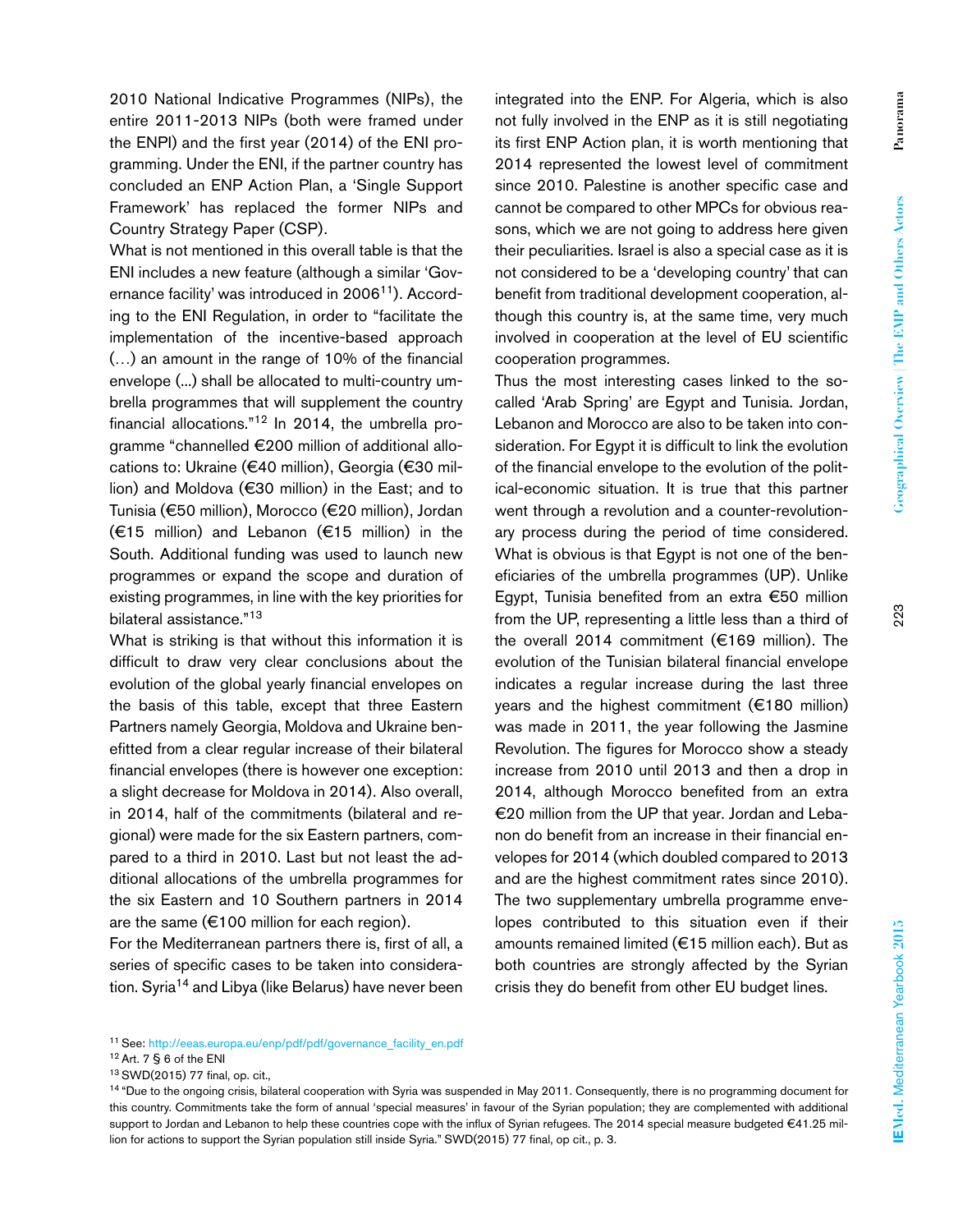2010 National Indicative Programmes (NIPs), the entire 2011-2013 NIPs (both were framed under the ENPI) and the first year (2014) of the ENI programming. Under the ENI, if the partner country has concluded an ENP Action Plan, a 'Single Support Framework' has replaced the former NIPs and Country Strategy Paper (CSP).

What is not mentioned in this overall table is that the ENI includes a new feature (although a similar 'Governance facility' was introduced in 2006[11]). According to the ENI Regulation, in order to "facilitate the implementation of the incentive-based approach (…) an amount in the range of 10% of the financial envelope (...) shall be allocated to multi-country umbrella programmes that will supplement the country financial allocations."[12] In 2014, the umbrella programme "channelled €200 million of additional allocations to: Ukraine (€40 million), Georgia (€30 million) and Moldova (€30 million) in the East; and to Tunisia (€50 million), Morocco (€20 million), Jordan (€15 million) and Lebanon (€15 million) in the South. Additional funding was used to launch new programmes or expand the scope and duration of existing programmes, in line with the key priorities for bilateral assistance."[13]

What is striking is that without this information it is difficult to draw very clear conclusions about the evolution of the global yearly financial envelopes on the basis of this table, except that three Eastern Partners namely Georgia, Moldova and Ukraine benefitted from a clear regular increase of their bilateral financial envelopes (there is however one exception: a slight decrease for Moldova in 2014). Also overall, in 2014, half of the commitments (bilateral and regional) were made for the six Eastern partners, compared to a third in 2010. Last but not least the additional allocations of the umbrella programmes for the six Eastern and 10 Southern partners in 2014 are the same (€100 million for each region).

For the Mediterranean partners there is, first of all, a series of specific cases to be taken into consideration. Syria[14] and Libya (like Belarus) have never been integrated into the ENP. For Algeria, which is also not fully involved in the ENP as it is still negotiating its first ENP Action plan, it is worth mentioning that 2014 represented the lowest level of commitment since 2010. Palestine is another specific case and cannot be compared to other MPCs for obvious reasons, which we are not going to address here given their peculiarities. Israel is also a special case as it is not considered to be a 'developing country' that can benefit from traditional development cooperation, although this country is, at the same time, very much involved in cooperation at the level of EU scientific cooperation programmes.

Thus the most interesting cases linked to the so-called 'Arab Spring' are Egypt and Tunisia. Jordan, Lebanon and Morocco are also to be taken into consideration. For Egypt it is difficult to link the evolution of the financial envelope to the evolution of the political-economic situation. It is true that this partner went through a revolution and a counter-revolutionary process during the period of time considered. What is obvious is that Egypt is not one of the beneficiaries of the umbrella programmes (UP). Unlike Egypt, Tunisia benefited from an extra €50 million from the UP, representing a little less than a third of the overall 2014 commitment (€169 million). The evolution of the Tunisian bilateral financial envelope indicates a regular increase during the last three years and the highest commitment (€180 million) was made in 2011, the year following the Jasmine Revolution. The figures for Morocco show a steady increase from 2010 until 2013 and then a drop in 2014, although Morocco benefited from an extra €20 million from the UP that year. Jordan and Lebanon do benefit from an increase in their financial envelopes for 2014 (which doubled compared to 2013 and are the highest commitment rates since 2010). The two supplementary umbrella programme envelopes contributed to this situation even if their amounts remained limited (€15 million each). But as both countries are strongly affected by the Syrian crisis they do benefit from other EU budget lines.

---

[11] See: http://eeas.europa.eu/enp/pdf/pdf/governance_facility_en.pdf

[12] Art. 7 § 6 of the ENI

[13] SWD(2015) 77 final, op. cit.,

[14] "Due to the ongoing crisis, bilateral cooperation with Syria was suspended in May 2011. Consequently, there is no programming document for this country. Commitments take the form of annual 'special measures' in favour of the Syrian population; they are complemented with additional support to Jordan and Lebanon to help these countries cope with the influx of Syrian refugees. The 2014 special measure budgeted €41.25 million for actions to support the Syrian population still inside Syria." SWD(2015) 77 final, op cit., p. 3.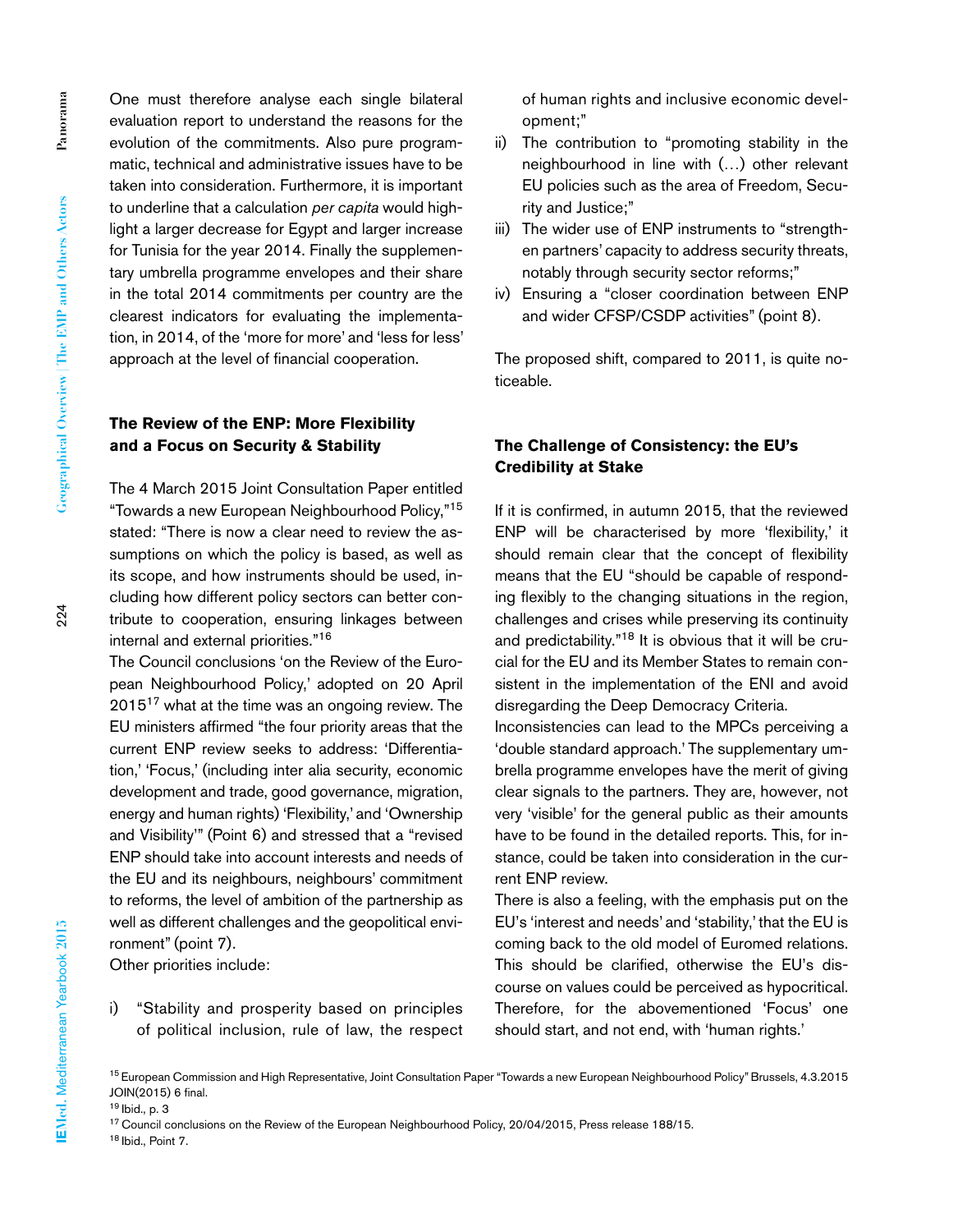One must therefore analyse each single bilateral evaluation report to understand the reasons for the evolution of the commitments. Also pure programmatic, technical and administrative issues have to be taken into consideration. Furthermore, it is important to underline that a calculation *per capita* would highlight a larger decrease for Egypt and larger increase for Tunisia for the year 2014. Finally the supplementary umbrella programme envelopes and their share in the total 2014 commitments per country are the clearest indicators for evaluating the implementation, in 2014, of the 'more for more' and 'less for less' approach at the level of financial cooperation.

## The Review of the ENP: More Flexibility and a Focus on Security & Stability

The 4 March 2015 Joint Consultation Paper entitled "Towards a new European Neighbourhood Policy,"[15] stated: "There is now a clear need to review the assumptions on which the policy is based, as well as its scope, and how instruments should be used, including how different policy sectors can better contribute to cooperation, ensuring linkages between internal and external priorities."[16]

The Council conclusions 'on the Review of the European Neighbourhood Policy,' adopted on 20 April 2015[17] what at the time was an ongoing review. The EU ministers affirmed "the four priority areas that the current ENP review seeks to address: 'Differentiation,' 'Focus,' (including inter alia security, economic development and trade, good governance, migration, energy and human rights) 'Flexibility,' and 'Ownership and Visibility'" (Point 6) and stressed that a "revised ENP should take into account interests and needs of the EU and its neighbours, neighbours' commitment to reforms, the level of ambition of the partnership as well as different challenges and the geopolitical environment" (point 7).

Other priorities include:

i) "Stability and prosperity based on principles of political inclusion, rule of law, the respect of human rights and inclusive economic development;"
ii) The contribution to "promoting stability in the neighbourhood in line with (…) other relevant EU policies such as the area of Freedom, Security and Justice;"
iii) The wider use of ENP instruments to "strengthen partners' capacity to address security threats, notably through security sector reforms;"
iv) Ensuring a "closer coordination between ENP and wider CFSP/CSDP activities" (point 8).

The proposed shift, compared to 2011, is quite noticeable.

## The Challenge of Consistency: the EU's Credibility at Stake

If it is confirmed, in autumn 2015, that the reviewed ENP will be characterised by more 'flexibility,' it should remain clear that the concept of flexibility means that the EU "should be capable of responding flexibly to the changing situations in the region, challenges and crises while preserving its continuity and predictability."[18] It is obvious that it will be crucial for the EU and its Member States to remain consistent in the implementation of the ENI and avoid disregarding the Deep Democracy Criteria.

Inconsistencies can lead to the MPCs perceiving a 'double standard approach.' The supplementary umbrella programme envelopes have the merit of giving clear signals to the partners. They are, however, not very 'visible' for the general public as their amounts have to be found in the detailed reports. This, for instance, could be taken into consideration in the current ENP review.

There is also a feeling, with the emphasis put on the EU's 'interest and needs' and 'stability,' that the EU is coming back to the old model of Euromed relations. This should be clarified, otherwise the EU's discourse on values could be perceived as hypocritical. Therefore, for the abovementioned 'Focus' one should start, and not end, with 'human rights.'

---

[15] European Commission and High Representative, Joint Consultation Paper "Towards a new European Neighbourhood Policy" Brussels, 4.3.2015 JOIN(2015) 6 final.

[19] Ibid., p. 3

[17] Council conclusions on the Review of the European Neighbourhood Policy, 20/04/2015, Press release 188/15.

[18] Ibid., Point 7.